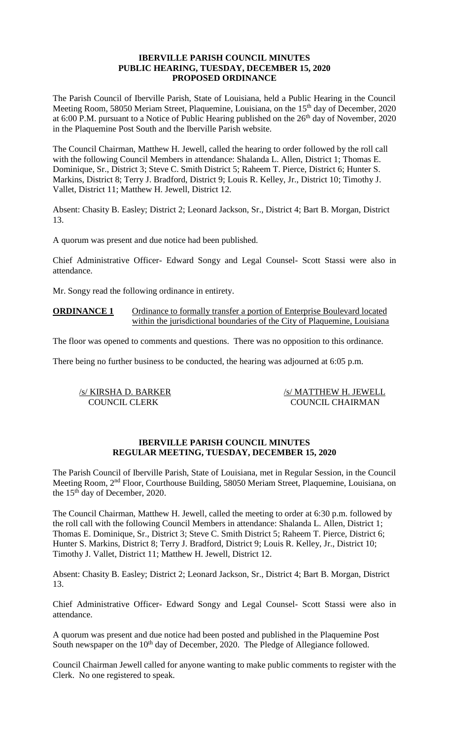# IBERVILLE PARISH COUNCIL MINUTES
## PUBLIC HEARING, TUESDAY, DECEMBER 15, 2020
## PROPOSED ORDINANCE

The Parish Council of Iberville Parish, State of Louisiana, held a Public Hearing in the Council Meeting Room, 58050 Meriam Street, Plaquemine, Louisiana, on the 15th day of December, 2020 at 6:00 P.M. pursuant to a Notice of Public Hearing published on the 26th day of November, 2020 in the Plaquemine Post South and the Iberville Parish website.

The Council Chairman, Matthew H. Jewell, called the hearing to order followed by the roll call with the following Council Members in attendance: Shalanda L. Allen, District 1; Thomas E. Dominique, Sr., District 3; Steve C. Smith District 5; Raheem T. Pierce, District 6; Hunter S. Markins, District 8; Terry J. Bradford, District 9; Louis R. Kelley, Jr., District 10; Timothy J. Vallet, District 11; Matthew H. Jewell, District 12.

Absent: Chasity B. Easley; District 2; Leonard Jackson, Sr., District 4; Bart B. Morgan, District 13.

A quorum was present and due notice had been published.

Chief Administrative Officer- Edward Songy and Legal Counsel- Scott Stassi were also in attendance.

Mr. Songy read the following ordinance in entirety.

**ORDINANCE 1** Ordinance to formally transfer a portion of Enterprise Boulevard located within the jurisdictional boundaries of the City of Plaquemine, Louisiana

The floor was opened to comments and questions. There was no opposition to this ordinance.

There being no further business to be conducted, the hearing was adjourned at 6:05 p.m.

/s/ KIRSHA D. BARKER
COUNCIL CLERK

/s/ MATTHEW H. JEWELL
COUNCIL CHAIRMAN

# IBERVILLE PARISH COUNCIL MINUTES
## REGULAR MEETING, TUESDAY, DECEMBER 15, 2020

The Parish Council of Iberville Parish, State of Louisiana, met in Regular Session, in the Council Meeting Room, 2nd Floor, Courthouse Building, 58050 Meriam Street, Plaquemine, Louisiana, on the 15th day of December, 2020.

The Council Chairman, Matthew H. Jewell, called the meeting to order at 6:30 p.m. followed by the roll call with the following Council Members in attendance: Shalanda L. Allen, District 1; Thomas E. Dominique, Sr., District 3; Steve C. Smith District 5; Raheem T. Pierce, District 6; Hunter S. Markins, District 8; Terry J. Bradford, District 9; Louis R. Kelley, Jr., District 10; Timothy J. Vallet, District 11; Matthew H. Jewell, District 12.

Absent: Chasity B. Easley; District 2; Leonard Jackson, Sr., District 4; Bart B. Morgan, District 13.

Chief Administrative Officer- Edward Songy and Legal Counsel- Scott Stassi were also in attendance.

A quorum was present and due notice had been posted and published in the Plaquemine Post South newspaper on the 10th day of December, 2020. The Pledge of Allegiance followed.

Council Chairman Jewell called for anyone wanting to make public comments to register with the Clerk. No one registered to speak.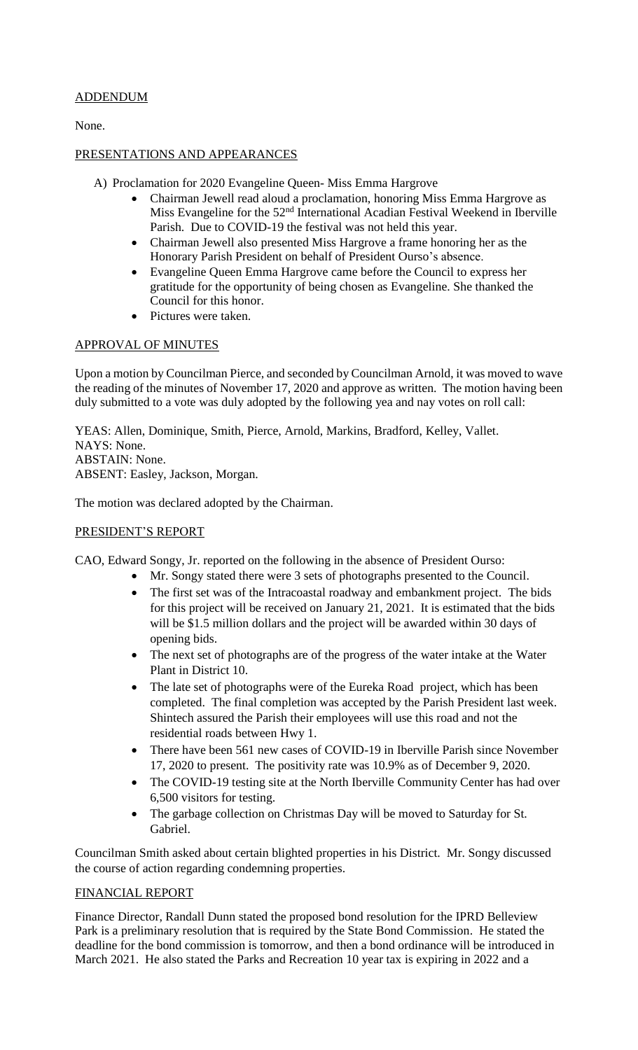## ADDENDUM

None.

## PRESENTATIONS AND APPEARANCES

A) Proclamation for 2020 Evangeline Queen- Miss Emma Hargrove

- Chairman Jewell read aloud a proclamation, honoring Miss Emma Hargrove as Miss Evangeline for the 52nd International Acadian Festival Weekend in Iberville Parish. Due to COVID-19 the festival was not held this year.
- Chairman Jewell also presented Miss Hargrove a frame honoring her as the Honorary Parish President on behalf of President Ourso's absence.
- Evangeline Queen Emma Hargrove came before the Council to express her gratitude for the opportunity of being chosen as Evangeline. She thanked the Council for this honor.
- Pictures were taken.

## APPROVAL OF MINUTES

Upon a motion by Councilman Pierce, and seconded by Councilman Arnold, it was moved to wave the reading of the minutes of November 17, 2020 and approve as written. The motion having been duly submitted to a vote was duly adopted by the following yea and nay votes on roll call:

YEAS: Allen, Dominique, Smith, Pierce, Arnold, Markins, Bradford, Kelley, Vallet.
NAYS: None.
ABSTAIN: None.
ABSENT: Easley, Jackson, Morgan.

The motion was declared adopted by the Chairman.

## PRESIDENT'S REPORT

CAO, Edward Songy, Jr. reported on the following in the absence of President Ourso:

- Mr. Songy stated there were 3 sets of photographs presented to the Council.
- The first set was of the Intracoastal roadway and embankment project. The bids for this project will be received on January 21, 2021. It is estimated that the bids will be $1.5 million dollars and the project will be awarded within 30 days of opening bids.
- The next set of photographs are of the progress of the water intake at the Water Plant in District 10.
- The late set of photographs were of the Eureka Road project, which has been completed. The final completion was accepted by the Parish President last week. Shintech assured the Parish their employees will use this road and not the residential roads between Hwy 1.
- There have been 561 new cases of COVID-19 in Iberville Parish since November 17, 2020 to present. The positivity rate was 10.9% as of December 9, 2020.
- The COVID-19 testing site at the North Iberville Community Center has had over 6,500 visitors for testing.
- The garbage collection on Christmas Day will be moved to Saturday for St. Gabriel.

Councilman Smith asked about certain blighted properties in his District. Mr. Songy discussed the course of action regarding condemning properties.

## FINANCIAL REPORT

Finance Director, Randall Dunn stated the proposed bond resolution for the IPRD Belleview Park is a preliminary resolution that is required by the State Bond Commission. He stated the deadline for the bond commission is tomorrow, and then a bond ordinance will be introduced in March 2021. He also stated the Parks and Recreation 10 year tax is expiring in 2022 and a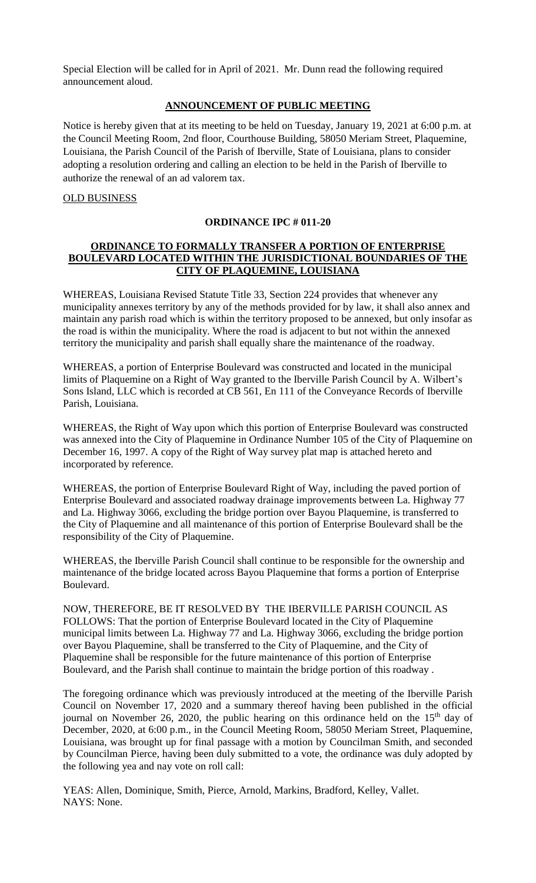Special Election will be called for in April of 2021. Mr. Dunn read the following required announcement aloud.

**ANNOUNCEMENT OF PUBLIC MEETING**

Notice is hereby given that at its meeting to be held on Tuesday, January 19, 2021 at 6:00 p.m. at the Council Meeting Room, 2nd floor, Courthouse Building, 58050 Meriam Street, Plaquemine, Louisiana, the Parish Council of the Parish of Iberville, State of Louisiana, plans to consider adopting a resolution ordering and calling an election to be held in the Parish of Iberville to authorize the renewal of an ad valorem tax.

OLD BUSINESS

**ORDINANCE IPC # 011-20**

**ORDINANCE TO FORMALLY TRANSFER A PORTION OF ENTERPRISE BOULEVARD LOCATED WITHIN THE JURISDICTIONAL BOUNDARIES OF THE CITY OF PLAQUEMINE, LOUISIANA**

WHEREAS, Louisiana Revised Statute Title 33, Section 224 provides that whenever any municipality annexes territory by any of the methods provided for by law, it shall also annex and maintain any parish road which is within the territory proposed to be annexed, but only insofar as the road is within the municipality. Where the road is adjacent to but not within the annexed territory the municipality and parish shall equally share the maintenance of the roadway.

WHEREAS, a portion of Enterprise Boulevard was constructed and located in the municipal limits of Plaquemine on a Right of Way granted to the Iberville Parish Council by A. Wilbert's Sons Island, LLC which is recorded at CB 561, En 111 of the Conveyance Records of Iberville Parish, Louisiana.

WHEREAS, the Right of Way upon which this portion of Enterprise Boulevard was constructed was annexed into the City of Plaquemine in Ordinance Number 105 of the City of Plaquemine on December 16, 1997. A copy of the Right of Way survey plat map is attached hereto and incorporated by reference.

WHEREAS, the portion of Enterprise Boulevard Right of Way, including the paved portion of Enterprise Boulevard and associated roadway drainage improvements between La. Highway 77 and La. Highway 3066, excluding the bridge portion over Bayou Plaquemine, is transferred to the City of Plaquemine and all maintenance of this portion of Enterprise Boulevard shall be the responsibility of the City of Plaquemine.

WHEREAS, the Iberville Parish Council shall continue to be responsible for the ownership and maintenance of the bridge located across Bayou Plaquemine that forms a portion of Enterprise Boulevard.

NOW, THEREFORE, BE IT RESOLVED BY THE IBERVILLE PARISH COUNCIL AS FOLLOWS: That the portion of Enterprise Boulevard located in the City of Plaquemine municipal limits between La. Highway 77 and La. Highway 3066, excluding the bridge portion over Bayou Plaquemine, shall be transferred to the City of Plaquemine, and the City of Plaquemine shall be responsible for the future maintenance of this portion of Enterprise Boulevard, and the Parish shall continue to maintain the bridge portion of this roadway .

The foregoing ordinance which was previously introduced at the meeting of the Iberville Parish Council on November 17, 2020 and a summary thereof having been published in the official journal on November 26, 2020, the public hearing on this ordinance held on the 15th day of December, 2020, at 6:00 p.m., in the Council Meeting Room, 58050 Meriam Street, Plaquemine, Louisiana, was brought up for final passage with a motion by Councilman Smith, and seconded by Councilman Pierce, having been duly submitted to a vote, the ordinance was duly adopted by the following yea and nay vote on roll call:

YEAS: Allen, Dominique, Smith, Pierce, Arnold, Markins, Bradford, Kelley, Vallet.
NAYS: None.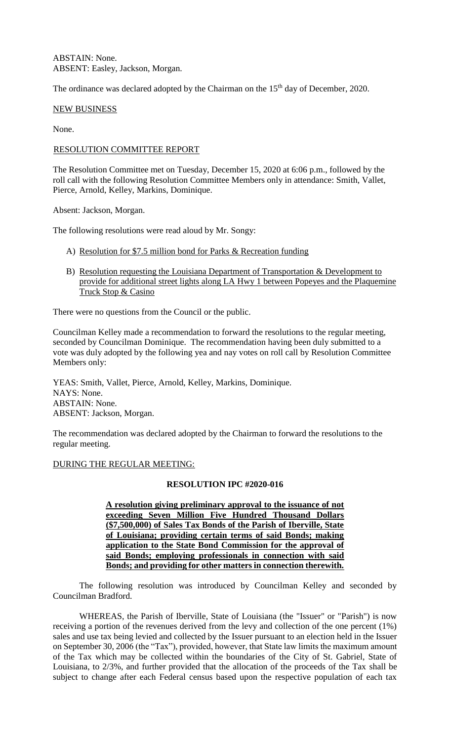ABSTAIN: None.
ABSENT: Easley, Jackson, Morgan.

The ordinance was declared adopted by the Chairman on the 15th day of December, 2020.

NEW BUSINESS

None.

RESOLUTION COMMITTEE REPORT

The Resolution Committee met on Tuesday, December 15, 2020 at 6:06 p.m., followed by the roll call with the following Resolution Committee Members only in attendance: Smith, Vallet, Pierce, Arnold, Kelley, Markins, Dominique.

Absent: Jackson, Morgan.

The following resolutions were read aloud by Mr. Songy:

A) Resolution for $7.5 million bond for Parks & Recreation funding

B) Resolution requesting the Louisiana Department of Transportation & Development to provide for additional street lights along LA Hwy 1 between Popeyes and the Plaquemine Truck Stop & Casino

There were no questions from the Council or the public.

Councilman Kelley made a recommendation to forward the resolutions to the regular meeting, seconded by Councilman Dominique. The recommendation having been duly submitted to a vote was duly adopted by the following yea and nay votes on roll call by Resolution Committee Members only:

YEAS: Smith, Vallet, Pierce, Arnold, Kelley, Markins, Dominique.
NAYS: None.
ABSTAIN: None.
ABSENT: Jackson, Morgan.

The recommendation was declared adopted by the Chairman to forward the resolutions to the regular meeting.

DURING THE REGULAR MEETING:

**RESOLUTION IPC #2020-016**

**A resolution giving preliminary approval to the issuance of not exceeding Seven Million Five Hundred Thousand Dollars ($7,500,000) of Sales Tax Bonds of the Parish of Iberville, State of Louisiana; providing certain terms of said Bonds; making application to the State Bond Commission for the approval of said Bonds; employing professionals in connection with said Bonds; and providing for other matters in connection therewith.**

The following resolution was introduced by Councilman Kelley and seconded by Councilman Bradford.

WHEREAS, the Parish of Iberville, State of Louisiana (the "Issuer" or "Parish") is now receiving a portion of the revenues derived from the levy and collection of the one percent (1%) sales and use tax being levied and collected by the Issuer pursuant to an election held in the Issuer on September 30, 2006 (the "Tax"), provided, however, that State law limits the maximum amount of the Tax which may be collected within the boundaries of the City of St. Gabriel, State of Louisiana, to 2/3%, and further provided that the allocation of the proceeds of the Tax shall be subject to change after each Federal census based upon the respective population of each tax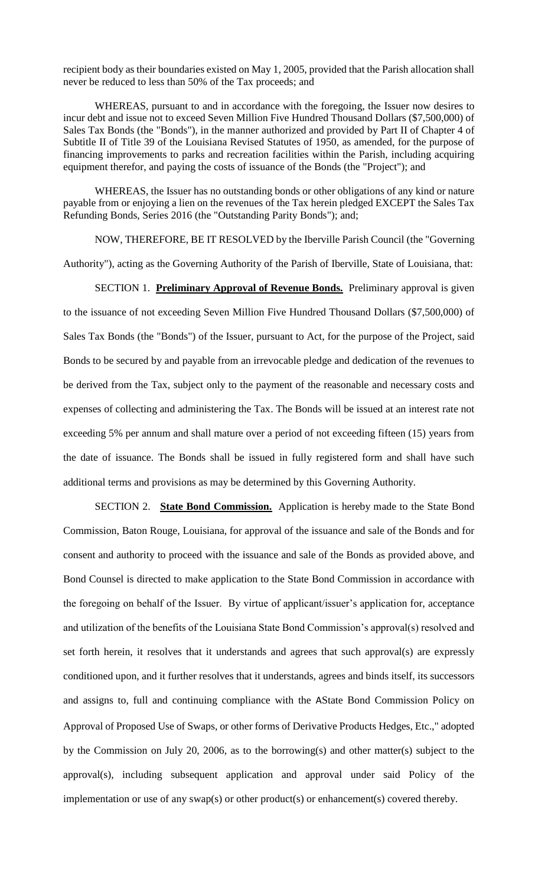recipient body as their boundaries existed on May 1, 2005, provided that the Parish allocation shall never be reduced to less than 50% of the Tax proceeds; and

WHEREAS, pursuant to and in accordance with the foregoing, the Issuer now desires to incur debt and issue not to exceed Seven Million Five Hundred Thousand Dollars ($7,500,000) of Sales Tax Bonds (the "Bonds"), in the manner authorized and provided by Part II of Chapter 4 of Subtitle II of Title 39 of the Louisiana Revised Statutes of 1950, as amended, for the purpose of financing improvements to parks and recreation facilities within the Parish, including acquiring equipment therefor, and paying the costs of issuance of the Bonds (the "Project"); and

WHEREAS, the Issuer has no outstanding bonds or other obligations of any kind or nature payable from or enjoying a lien on the revenues of the Tax herein pledged EXCEPT the Sales Tax Refunding Bonds, Series 2016 (the "Outstanding Parity Bonds"); and;

NOW, THEREFORE, BE IT RESOLVED by the Iberville Parish Council (the "Governing Authority"), acting as the Governing Authority of the Parish of Iberville, State of Louisiana, that:

SECTION 1. **Preliminary Approval of Revenue Bonds.** Preliminary approval is given to the issuance of not exceeding Seven Million Five Hundred Thousand Dollars ($7,500,000) of Sales Tax Bonds (the "Bonds") of the Issuer, pursuant to Act, for the purpose of the Project, said Bonds to be secured by and payable from an irrevocable pledge and dedication of the revenues to be derived from the Tax, subject only to the payment of the reasonable and necessary costs and expenses of collecting and administering the Tax. The Bonds will be issued at an interest rate not exceeding 5% per annum and shall mature over a period of not exceeding fifteen (15) years from the date of issuance. The Bonds shall be issued in fully registered form and shall have such additional terms and provisions as may be determined by this Governing Authority.

SECTION 2. **State Bond Commission.** Application is hereby made to the State Bond Commission, Baton Rouge, Louisiana, for approval of the issuance and sale of the Bonds and for consent and authority to proceed with the issuance and sale of the Bonds as provided above, and Bond Counsel is directed to make application to the State Bond Commission in accordance with the foregoing on behalf of the Issuer. By virtue of applicant/issuer's application for, acceptance and utilization of the benefits of the Louisiana State Bond Commission's approval(s) resolved and set forth herein, it resolves that it understands and agrees that such approval(s) are expressly conditioned upon, and it further resolves that it understands, agrees and binds itself, its successors and assigns to, full and continuing compliance with the AState Bond Commission Policy on Approval of Proposed Use of Swaps, or other forms of Derivative Products Hedges, Etc.," adopted by the Commission on July 20, 2006, as to the borrowing(s) and other matter(s) subject to the approval(s), including subsequent application and approval under said Policy of the implementation or use of any swap(s) or other product(s) or enhancement(s) covered thereby.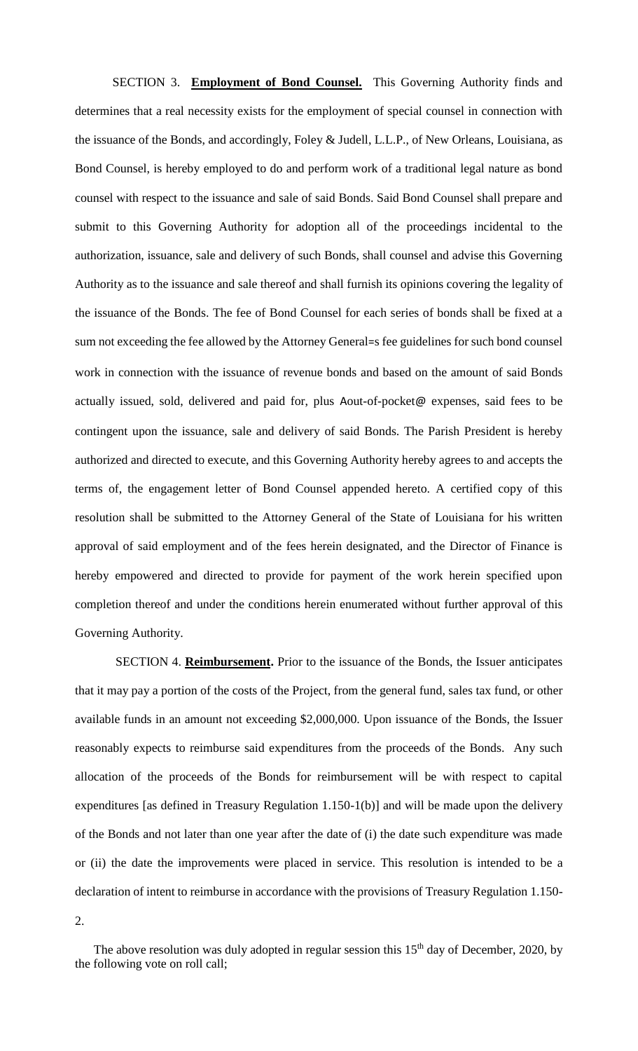SECTION 3. **Employment of Bond Counsel.** This Governing Authority finds and determines that a real necessity exists for the employment of special counsel in connection with the issuance of the Bonds, and accordingly, Foley & Judell, L.L.P., of New Orleans, Louisiana, as Bond Counsel, is hereby employed to do and perform work of a traditional legal nature as bond counsel with respect to the issuance and sale of said Bonds. Said Bond Counsel shall prepare and submit to this Governing Authority for adoption all of the proceedings incidental to the authorization, issuance, sale and delivery of such Bonds, shall counsel and advise this Governing Authority as to the issuance and sale thereof and shall furnish its opinions covering the legality of the issuance of the Bonds. The fee of Bond Counsel for each series of bonds shall be fixed at a sum not exceeding the fee allowed by the Attorney General=s fee guidelines for such bond counsel work in connection with the issuance of revenue bonds and based on the amount of said Bonds actually issued, sold, delivered and paid for, plus Aout-of-pocket@ expenses, said fees to be contingent upon the issuance, sale and delivery of said Bonds. The Parish President is hereby authorized and directed to execute, and this Governing Authority hereby agrees to and accepts the terms of, the engagement letter of Bond Counsel appended hereto. A certified copy of this resolution shall be submitted to the Attorney General of the State of Louisiana for his written approval of said employment and of the fees herein designated, and the Director of Finance is hereby empowered and directed to provide for payment of the work herein specified upon completion thereof and under the conditions herein enumerated without further approval of this Governing Authority.

SECTION 4. **Reimbursement.** Prior to the issuance of the Bonds, the Issuer anticipates that it may pay a portion of the costs of the Project, from the general fund, sales tax fund, or other available funds in an amount not exceeding $2,000,000. Upon issuance of the Bonds, the Issuer reasonably expects to reimburse said expenditures from the proceeds of the Bonds. Any such allocation of the proceeds of the Bonds for reimbursement will be with respect to capital expenditures [as defined in Treasury Regulation 1.150-1(b)] and will be made upon the delivery of the Bonds and not later than one year after the date of (i) the date such expenditure was made or (ii) the date the improvements were placed in service. This resolution is intended to be a declaration of intent to reimburse in accordance with the provisions of Treasury Regulation 1.150-2.

The above resolution was duly adopted in regular session this 15th day of December, 2020, by the following vote on roll call;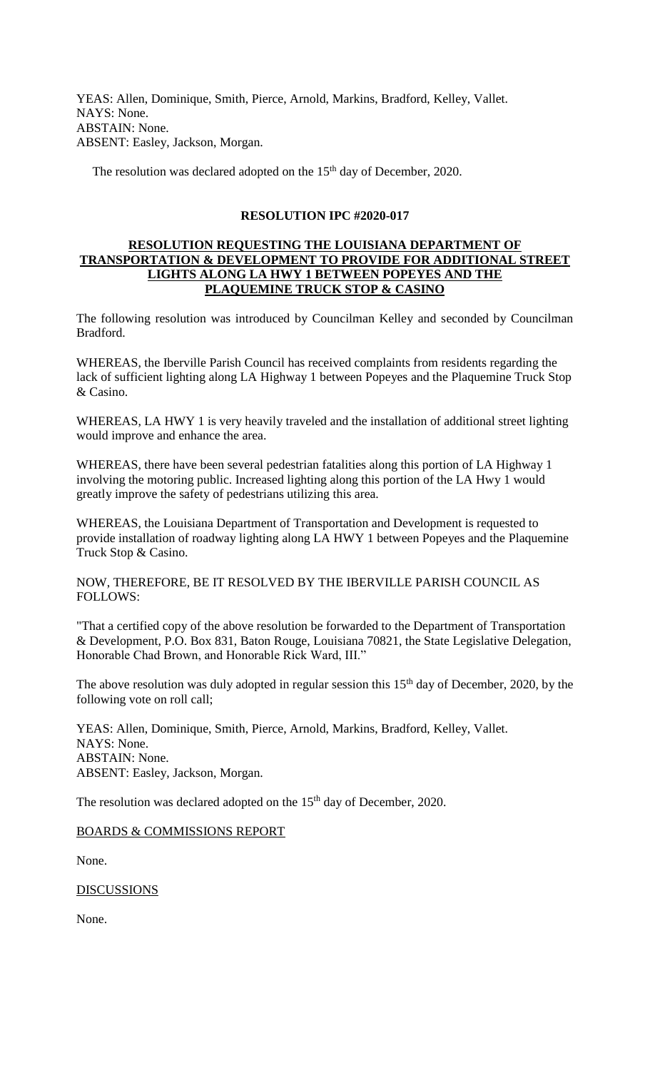YEAS: Allen, Dominique, Smith, Pierce, Arnold, Markins, Bradford, Kelley, Vallet.
NAYS: None.
ABSTAIN: None.
ABSENT: Easley, Jackson, Morgan.

The resolution was declared adopted on the 15th day of December, 2020.

**RESOLUTION IPC #2020-017**

**RESOLUTION REQUESTING THE LOUISIANA DEPARTMENT OF TRANSPORTATION & DEVELOPMENT TO PROVIDE FOR ADDITIONAL STREET LIGHTS ALONG LA HWY 1 BETWEEN POPEYES AND THE PLAQUEMINE TRUCK STOP & CASINO**

The following resolution was introduced by Councilman Kelley and seconded by Councilman Bradford.

WHEREAS, the Iberville Parish Council has received complaints from residents regarding the lack of sufficient lighting along LA Highway 1 between Popeyes and the Plaquemine Truck Stop & Casino.

WHEREAS, LA HWY 1 is very heavily traveled and the installation of additional street lighting would improve and enhance the area.

WHEREAS, there have been several pedestrian fatalities along this portion of LA Highway 1 involving the motoring public. Increased lighting along this portion of the LA Hwy 1 would greatly improve the safety of pedestrians utilizing this area.

WHEREAS, the Louisiana Department of Transportation and Development is requested to provide installation of roadway lighting along LA HWY 1 between Popeyes and the Plaquemine Truck Stop & Casino.

NOW, THEREFORE, BE IT RESOLVED BY THE IBERVILLE PARISH COUNCIL AS FOLLOWS:

"That a certified copy of the above resolution be forwarded to the Department of Transportation & Development, P.O. Box 831, Baton Rouge, Louisiana 70821, the State Legislative Delegation, Honorable Chad Brown, and Honorable Rick Ward, III."

The above resolution was duly adopted in regular session this 15th day of December, 2020, by the following vote on roll call;

YEAS: Allen, Dominique, Smith, Pierce, Arnold, Markins, Bradford, Kelley, Vallet.
NAYS: None.
ABSTAIN: None.
ABSENT: Easley, Jackson, Morgan.

The resolution was declared adopted on the 15th day of December, 2020.

BOARDS & COMMISSIONS REPORT

None.

DISCUSSIONS

None.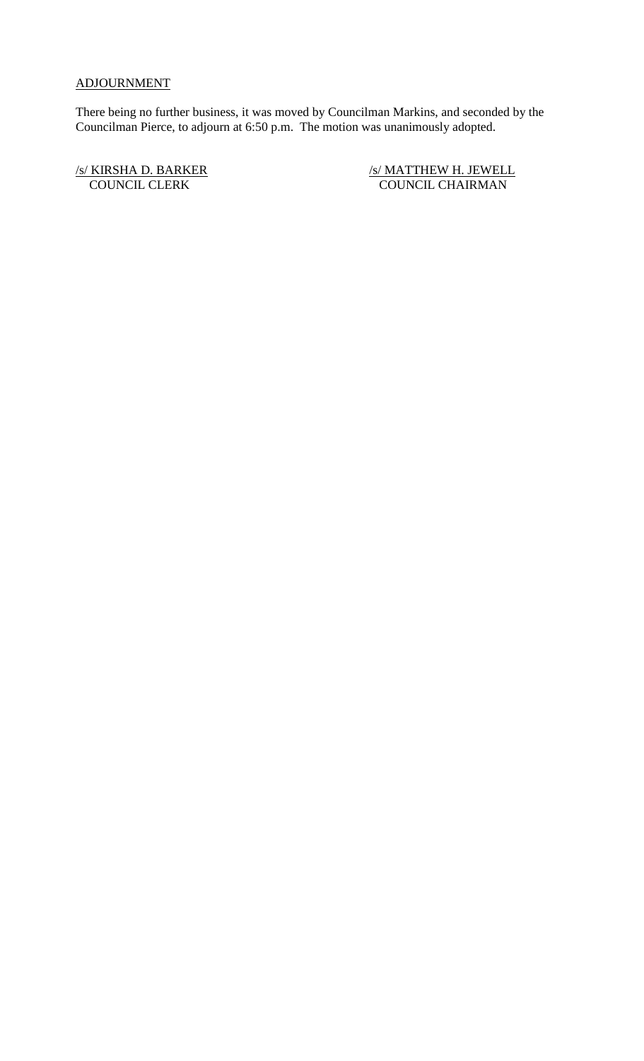ADJOURNMENT

There being no further business, it was moved by Councilman Markins, and seconded by the Councilman Pierce, to adjourn at 6:50 p.m. The motion was unanimously adopted.

| | |
|---|---|
| /s/ KIRSHA D. BARKER | /s/ MATTHEW H. JEWELL |
| COUNCIL CLERK | COUNCIL CHAIRMAN |